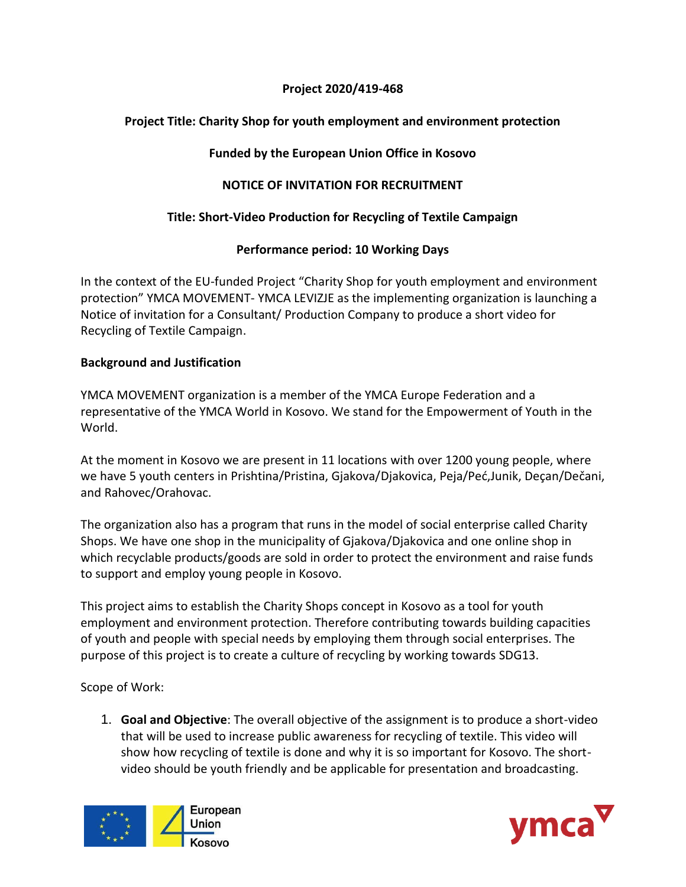**Project 2020/419-468**

**Project Title: Charity Shop for youth employment and environment protection**

**Funded by the European Union Office in Kosovo**

**NOTICE OF INVITATION FOR RECRUITMENT**

**Title: Short-Video Production for Recycling of Textile Campaign**

**Performance period: 10 Working Days**

In the context of the EU-funded Project "Charity Shop for youth employment and environment protection" YMCA MOVEMENT- YMCA LEVIZJE as the implementing organization is launching a Notice of invitation for a Consultant/ Production Company to produce a short video for Recycling of Textile Campaign.

**Background and Justification**

YMCA MOVEMENT organization is a member of the YMCA Europe Federation and a representative of the YMCA World in Kosovo. We stand for the Empowerment of Youth in the World.

At the moment in Kosovo we are present in 11 locations with over 1200 young people, where we have 5 youth centers in Prishtina/Pristina, Gjakova/Djakovica, Peja/Peć,Junik, Deçan/Dečani, and Rahovec/Orahovac.

The organization also has a program that runs in the model of social enterprise called Charity Shops. We have one shop in the municipality of Gjakova/Djakovica and one online shop in which recyclable products/goods are sold in order to protect the environment and raise funds to support and employ young people in Kosovo.

This project aims to establish the Charity Shops concept in Kosovo as a tool for youth employment and environment protection. Therefore contributing towards building capacities of youth and people with special needs by employing them through social enterprises. The purpose of this project is to create a culture of recycling by working towards SDG13.

Scope of Work:

1. **Goal and Objective**: The overall objective of the assignment is to produce a short-video that will be used to increase public awareness for recycling of textile. This video will show how recycling of textile is done and why it is so important for Kosovo. The short-video should be youth friendly and be applicable for presentation and broadcasting.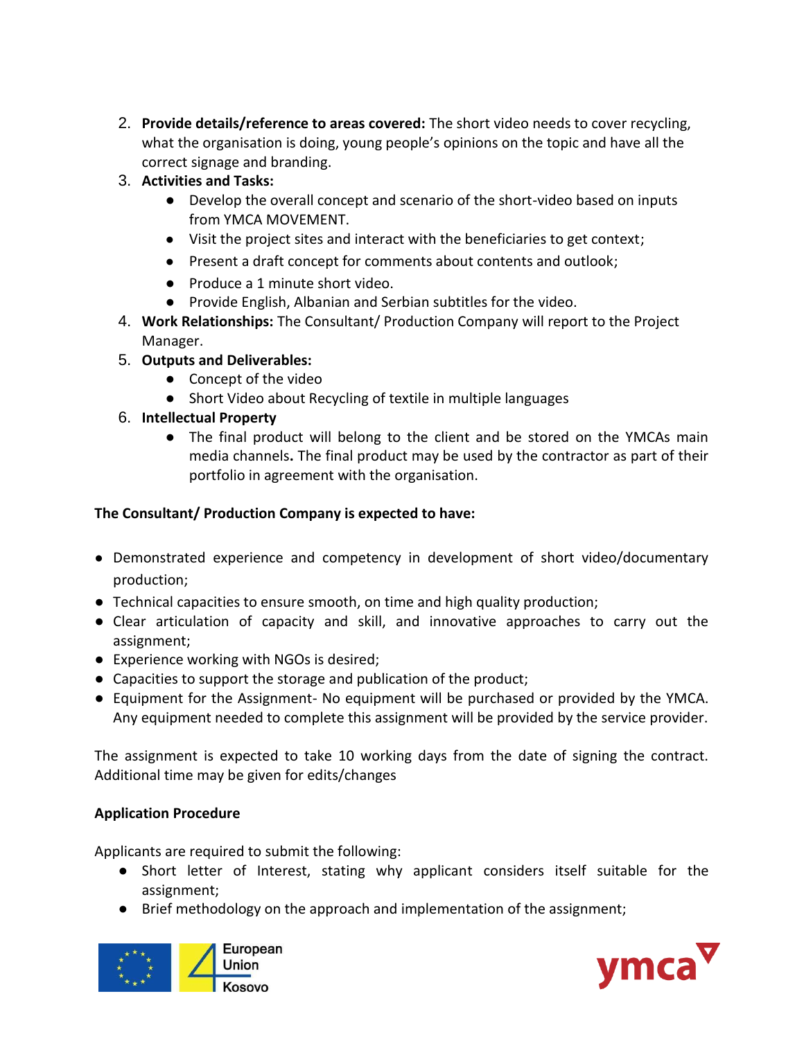2. **Provide details/reference to areas covered:** The short video needs to cover recycling, what the organisation is doing, young people's opinions on the topic and have all the correct signage and branding.
3. **Activities and Tasks:**
    - Develop the overall concept and scenario of the short-video based on inputs from YMCA MOVEMENT.
    - Visit the project sites and interact with the beneficiaries to get context;
    - Present a draft concept for comments about contents and outlook;
    - Produce a 1 minute short video.
    - Provide English, Albanian and Serbian subtitles for the video.
4. **Work Relationships:** The Consultant/ Production Company will report to the Project Manager.
5. **Outputs and Deliverables:**
    - Concept of the video
    - Short Video about Recycling of textile in multiple languages
6. **Intellectual Property**
    - The final product will belong to the client and be stored on the YMCAs main media channels**.** The final product may be used by the contractor as part of their portfolio in agreement with the organisation.

**The Consultant/ Production Company is expected to have:**

- Demonstrated experience and competency in development of short video/documentary production;
- Technical capacities to ensure smooth, on time and high quality production;
- Clear articulation of capacity and skill, and innovative approaches to carry out the assignment;
- Experience working with NGOs is desired;
- Capacities to support the storage and publication of the product;
- Equipment for the Assignment- No equipment will be purchased or provided by the YMCA. Any equipment needed to complete this assignment will be provided by the service provider.

The assignment is expected to take 10 working days from the date of signing the contract. Additional time may be given for edits/changes

**Application Procedure**

Applicants are required to submit the following:

- Short letter of Interest, stating why applicant considers itself suitable for the assignment;
- Brief methodology on the approach and implementation of the assignment;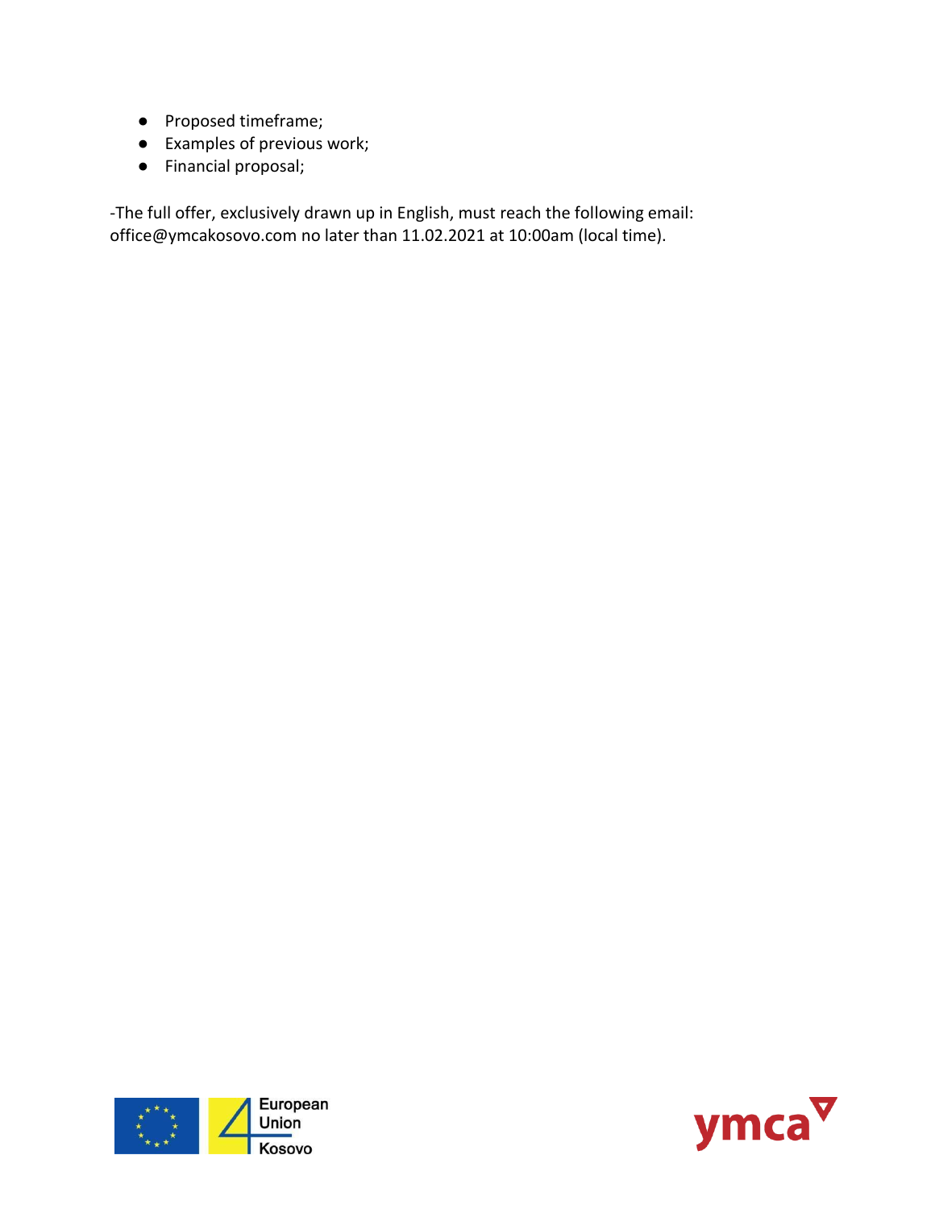- Proposed timeframe;
- Examples of previous work;
- Financial proposal;

-The full offer, exclusively drawn up in English, must reach the following email: office@ymcakosovo.com no later than 11.02.2021 at 10:00am (local time).